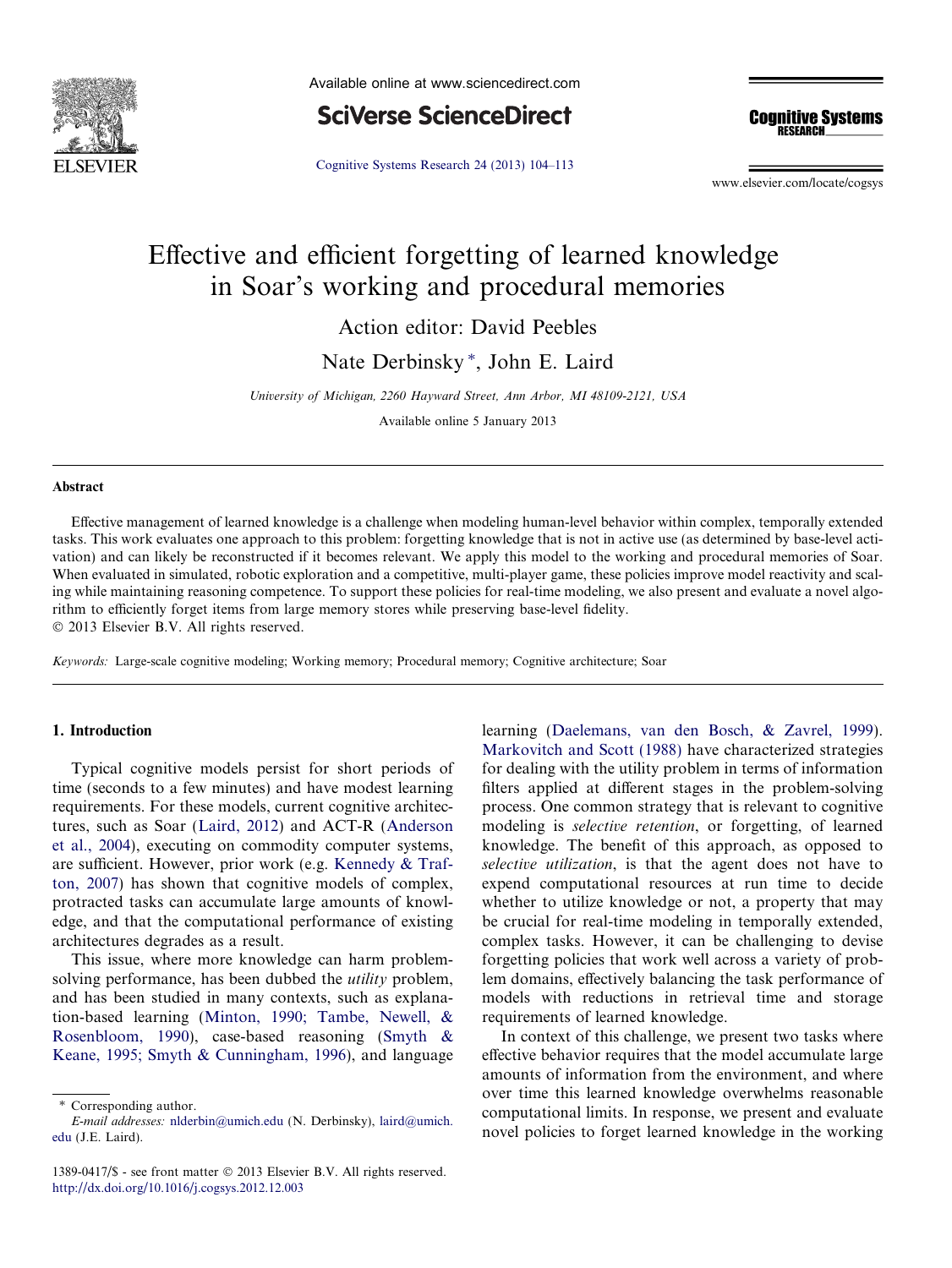# Effective and efficient forgetting of learned knowledge in Soar's working and procedural memories

Action editor: David Peebles

Nate Derbinsky *, John E. Laird

*University of Michigan, 2260 Hayward Street, Ann Arbor, MI 48109-2121, USA*

Available online 5 January 2013

## Abstract

Effective management of learned knowledge is a challenge when modeling human-level behavior within complex, temporally extended tasks. This work evaluates one approach to this problem: forgetting knowledge that is not in active use (as determined by base-level activation) and can likely be reconstructed if it becomes relevant. We apply this model to the working and procedural memories of Soar. When evaluated in simulated, robotic exploration and a competitive, multi-player game, these policies improve model reactivity and scaling while maintaining reasoning competence. To support these policies for real-time modeling, we also present and evaluate a novel algorithm to efficiently forget items from large memory stores while preserving base-level fidelity.

© 2013 Elsevier B.V. All rights reserved.

*Keywords:* Large-scale cognitive modeling; Working memory; Procedural memory; Cognitive architecture; Soar

## 1. Introduction

Typical cognitive models persist for short periods of time (seconds to a few minutes) and have modest learning requirements. For these models, current cognitive architectures, such as Soar (Laird, 2012) and ACT-R (Anderson et al., 2004), executing on commodity computer systems, are sufficient. However, prior work (e.g. Kennedy & Trafton, 2007) has shown that cognitive models of complex, protracted tasks can accumulate large amounts of knowledge, and that the computational performance of existing architectures degrades as a result.

This issue, where more knowledge can harm problem-solving performance, has been dubbed the *utility* problem, and has been studied in many contexts, such as explanation-based learning (Minton, 1990; Tambe, Newell, & Rosenbloom, 1990), case-based reasoning (Smyth & Keane, 1995; Smyth & Cunningham, 1996), and language learning (Daelemans, van den Bosch, & Zavrel, 1999). Markovitch and Scott (1988) have characterized strategies for dealing with the utility problem in terms of information filters applied at different stages in the problem-solving process. One common strategy that is relevant to cognitive modeling is *selective retention*, or forgetting, of learned knowledge. The benefit of this approach, as opposed to *selective utilization*, is that the agent does not have to expend computational resources at run time to decide whether to utilize knowledge or not, a property that may be crucial for real-time modeling in temporally extended, complex tasks. However, it can be challenging to devise forgetting policies that work well across a variety of problem domains, effectively balancing the task performance of models with reductions in retrieval time and storage requirements of learned knowledge.

In context of this challenge, we present two tasks where effective behavior requires that the model accumulate large amounts of information from the environment, and where over time this learned knowledge overwhelms reasonable computational limits. In response, we present and evaluate novel policies to forget learned knowledge in the working

* Corresponding author.
E-mail addresses: nlderbin@umich.edu (N. Derbinsky), laird@umich.edu (J.E. Laird).

1389-0417/$ - see front matter © 2013 Elsevier B.V. All rights reserved.
http://dx.doi.org/10.1016/j.cogsys.2012.12.003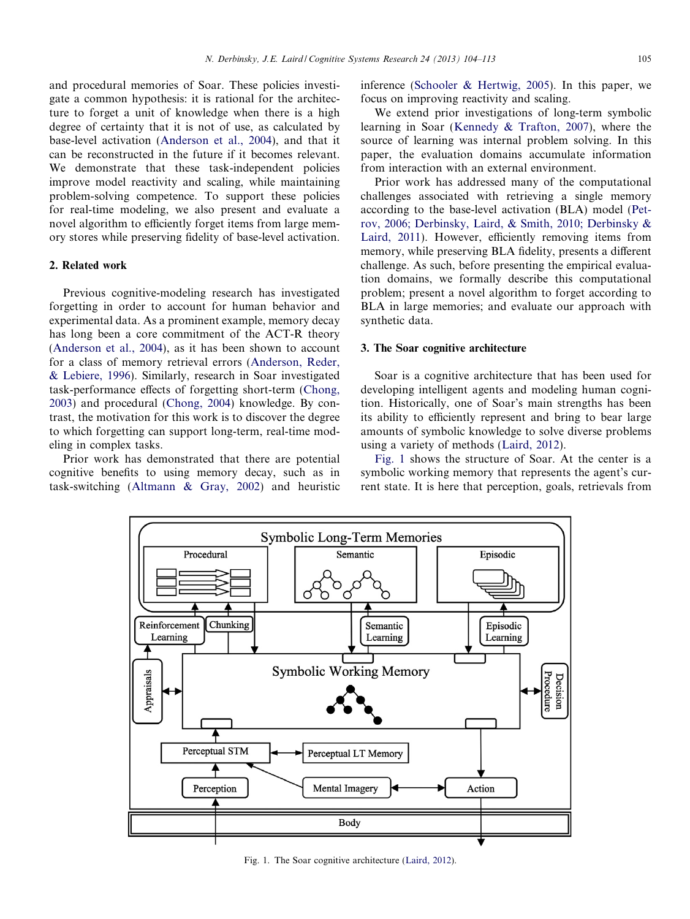and procedural memories of Soar. These policies investigate a common hypothesis: it is rational for the architecture to forget a unit of knowledge when there is a high degree of certainty that it is not of use, as calculated by base-level activation (Anderson et al., 2004), and that it can be reconstructed in the future if it becomes relevant. We demonstrate that these task-independent policies improve model reactivity and scaling, while maintaining problem-solving competence. To support these policies for real-time modeling, we also present and evaluate a novel algorithm to efficiently forget items from large memory stores while preserving fidelity of base-level activation.

## 2. Related work

Previous cognitive-modeling research has investigated forgetting in order to account for human behavior and experimental data. As a prominent example, memory decay has long been a core commitment of the ACT-R theory (Anderson et al., 2004), as it has been shown to account for a class of memory retrieval errors (Anderson, Reder, & Lebiere, 1996). Similarly, research in Soar investigated task-performance effects of forgetting short-term (Chong, 2003) and procedural (Chong, 2004) knowledge. By contrast, the motivation for this work is to discover the degree to which forgetting can support long-term, real-time modeling in complex tasks.

Prior work has demonstrated that there are potential cognitive benefits to using memory decay, such as in task-switching (Altmann & Gray, 2002) and heuristic inference (Schooler & Hertwig, 2005). In this paper, we focus on improving reactivity and scaling.

We extend prior investigations of long-term symbolic learning in Soar (Kennedy & Trafton, 2007), where the source of learning was internal problem solving. In this paper, the evaluation domains accumulate information from interaction with an external environment.

Prior work has addressed many of the computational challenges associated with retrieving a single memory according to the base-level activation (BLA) model (Petrov, 2006; Derbinsky, Laird, & Smith, 2010; Derbinsky & Laird, 2011). However, efficiently removing items from memory, while preserving BLA fidelity, presents a different challenge. As such, before presenting the empirical evaluation domains, we formally describe this computational problem; present a novel algorithm to forget according to BLA in large memories; and evaluate our approach with synthetic data.

## 3. The Soar cognitive architecture

Soar is a cognitive architecture that has been used for developing intelligent agents and modeling human cognition. Historically, one of Soar's main strengths has been its ability to efficiently represent and bring to bear large amounts of symbolic knowledge to solve diverse problems using a variety of methods (Laird, 2012).

Fig. 1 shows the structure of Soar. At the center is a symbolic working memory that represents the agent's current state. It is here that perception, goals, retrievals from

Fig. 1. The Soar cognitive architecture (Laird, 2012).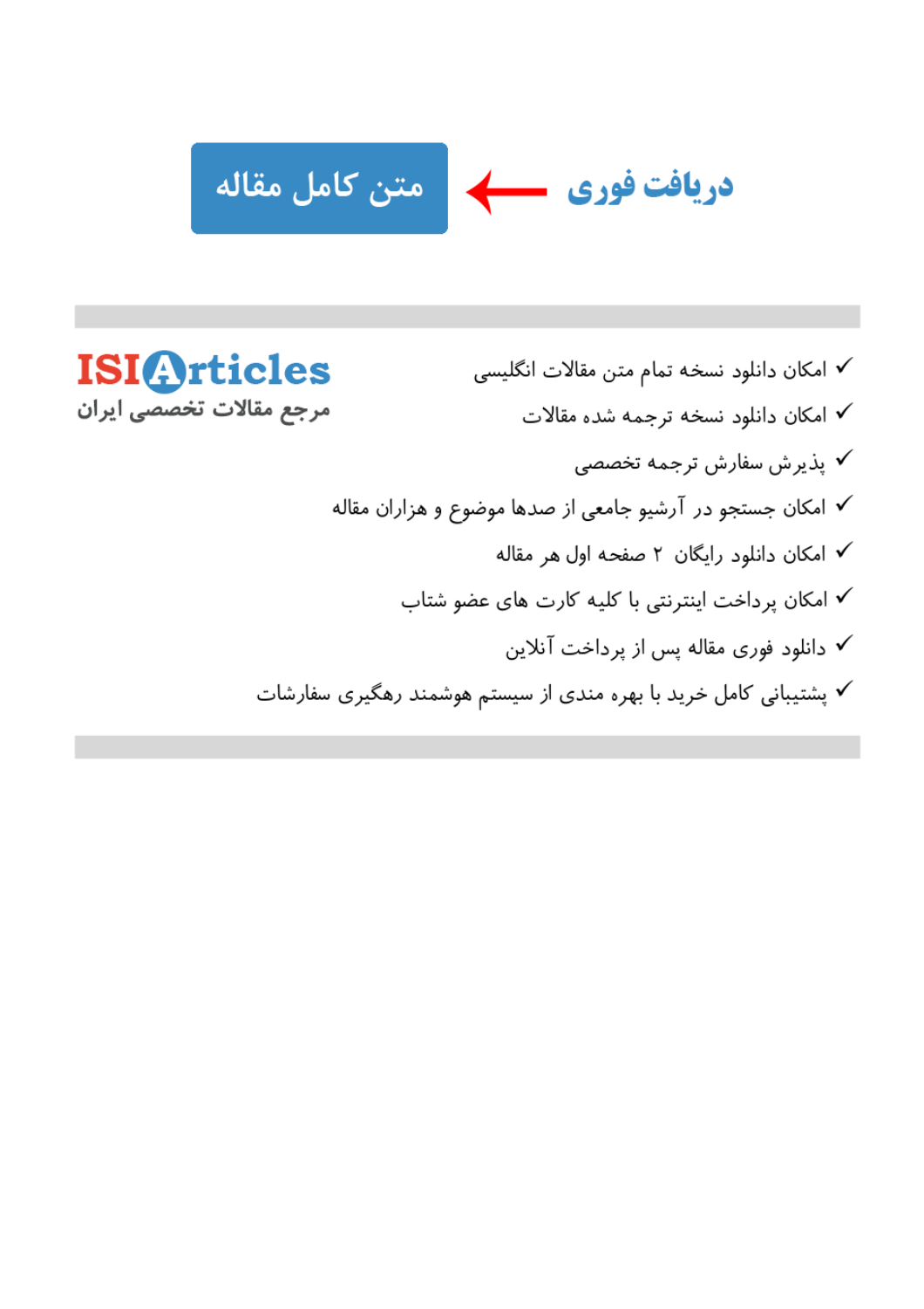دریافت فوری ← **متن کامل مقاله**

**ISIArticles**
مرجع مقالات تخصصی ایران

- ✓ امکان دانلود نسخه تمام متن مقالات انگلیسی
- ✓ امکان دانلود نسخه ترجمه شده مقالات
- ✓ پذیرش سفارش ترجمه تخصصی
- ✓ امکان جستجو در آرشیو جامعی از صدها موضوع و هزاران مقاله
- ✓ امکان دانلود رایگان ۲ صفحه اول هر مقاله
- ✓ امکان پرداخت اینترنتی با کلیه کارت های عضو شتاب
- ✓ دانلود فوری مقاله پس از پرداخت آنلاین
- ✓ پشتیبانی کامل خرید با بهره مندی از سیستم هوشمند رهگیری سفارشات